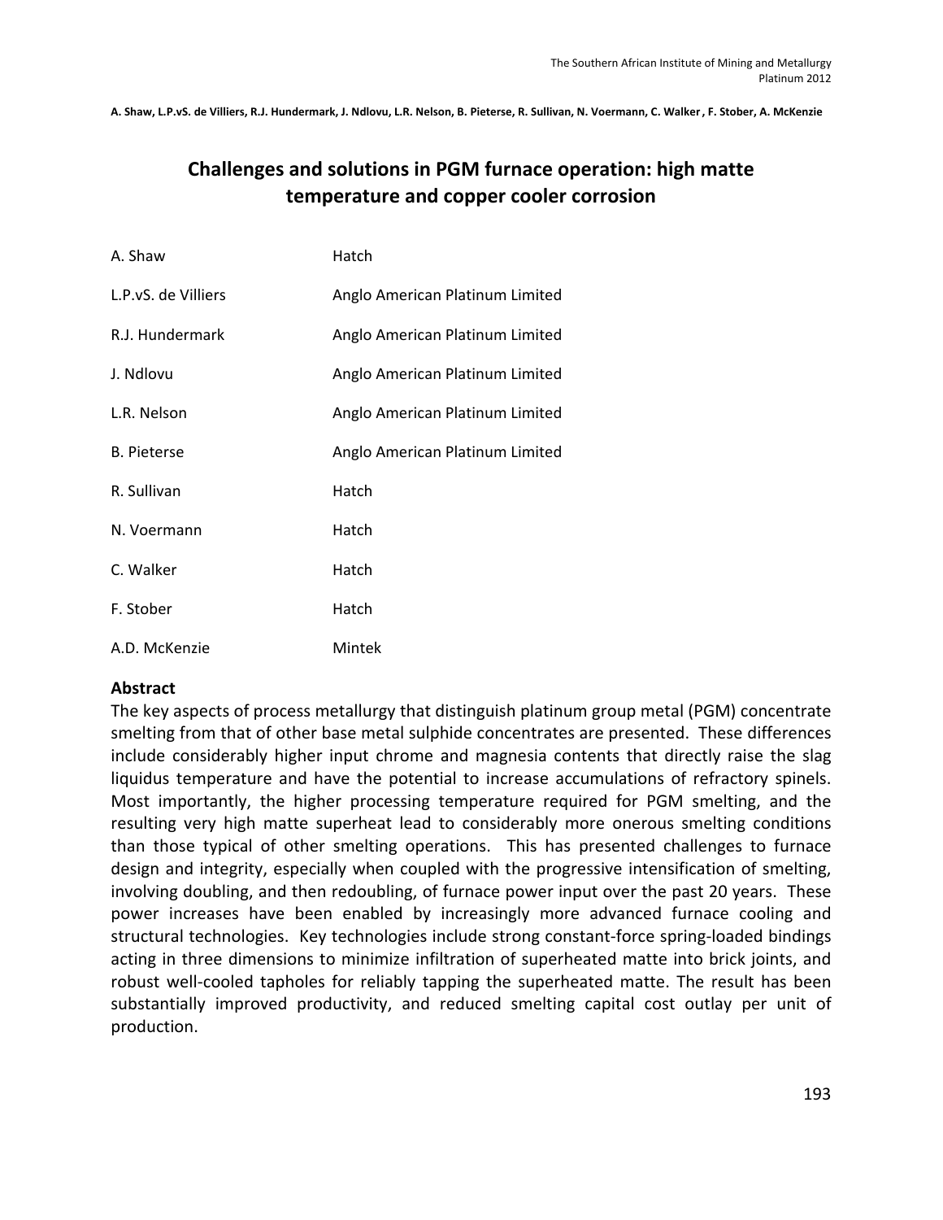# Challenges and solutions in PGM furnace operation: high matte temperature and copper cooler corrosion

| | |
|---|---|
| A. Shaw | Hatch |
| L.P.vS. de Villiers | Anglo American Platinum Limited |
| R.J. Hundermark | Anglo American Platinum Limited |
| J. Ndlovu | Anglo American Platinum Limited |
| L.R. Nelson | Anglo American Platinum Limited |
| B. Pieterse | Anglo American Platinum Limited |
| R. Sullivan | Hatch |
| N. Voermann | Hatch |
| C. Walker | Hatch |
| F. Stober | Hatch |
| A.D. McKenzie | Mintek |

## Abstract

The key aspects of process metallurgy that distinguish platinum group metal (PGM) concentrate smelting from that of other base metal sulphide concentrates are presented. These differences include considerably higher input chrome and magnesia contents that directly raise the slag liquidus temperature and have the potential to increase accumulations of refractory spinels. Most importantly, the higher processing temperature required for PGM smelting, and the resulting very high matte superheat lead to considerably more onerous smelting conditions than those typical of other smelting operations. This has presented challenges to furnace design and integrity, especially when coupled with the progressive intensification of smelting, involving doubling, and then redoubling, of furnace power input over the past 20 years. These power increases have been enabled by increasingly more advanced furnace cooling and structural technologies. Key technologies include strong constant-force spring-loaded bindings acting in three dimensions to minimize infiltration of superheated matte into brick joints, and robust well-cooled tapholes for reliably tapping the superheated matte. The result has been substantially improved productivity, and reduced smelting capital cost outlay per unit of production.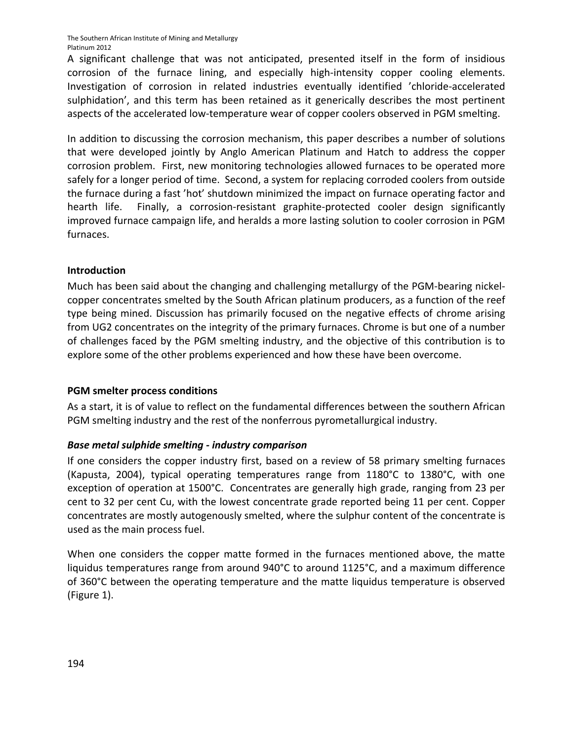A significant challenge that was not anticipated, presented itself in the form of insidious corrosion of the furnace lining, and especially high-intensity copper cooling elements. Investigation of corrosion in related industries eventually identified 'chloride-accelerated sulphidation', and this term has been retained as it generically describes the most pertinent aspects of the accelerated low-temperature wear of copper coolers observed in PGM smelting.

In addition to discussing the corrosion mechanism, this paper describes a number of solutions that were developed jointly by Anglo American Platinum and Hatch to address the copper corrosion problem. First, new monitoring technologies allowed furnaces to be operated more safely for a longer period of time. Second, a system for replacing corroded coolers from outside the furnace during a fast 'hot' shutdown minimized the impact on furnace operating factor and hearth life. Finally, a corrosion-resistant graphite-protected cooler design significantly improved furnace campaign life, and heralds a more lasting solution to cooler corrosion in PGM furnaces.

## Introduction

Much has been said about the changing and challenging metallurgy of the PGM-bearing nickel-copper concentrates smelted by the South African platinum producers, as a function of the reef type being mined. Discussion has primarily focused on the negative effects of chrome arising from UG2 concentrates on the integrity of the primary furnaces. Chrome is but one of a number of challenges faced by the PGM smelting industry, and the objective of this contribution is to explore some of the other problems experienced and how these have been overcome.

## PGM smelter process conditions

As a start, it is of value to reflect on the fundamental differences between the southern African PGM smelting industry and the rest of the nonferrous pyrometallurgical industry.

### *Base metal sulphide smelting - industry comparison*

If one considers the copper industry first, based on a review of 58 primary smelting furnaces (Kapusta, 2004), typical operating temperatures range from 1180°C to 1380°C, with one exception of operation at 1500°C. Concentrates are generally high grade, ranging from 23 per cent to 32 per cent Cu, with the lowest concentrate grade reported being 11 per cent. Copper concentrates are mostly autogenously smelted, where the sulphur content of the concentrate is used as the main process fuel.

When one considers the copper matte formed in the furnaces mentioned above, the matte liquidus temperatures range from around 940°C to around 1125°C, and a maximum difference of 360°C between the operating temperature and the matte liquidus temperature is observed (Figure 1).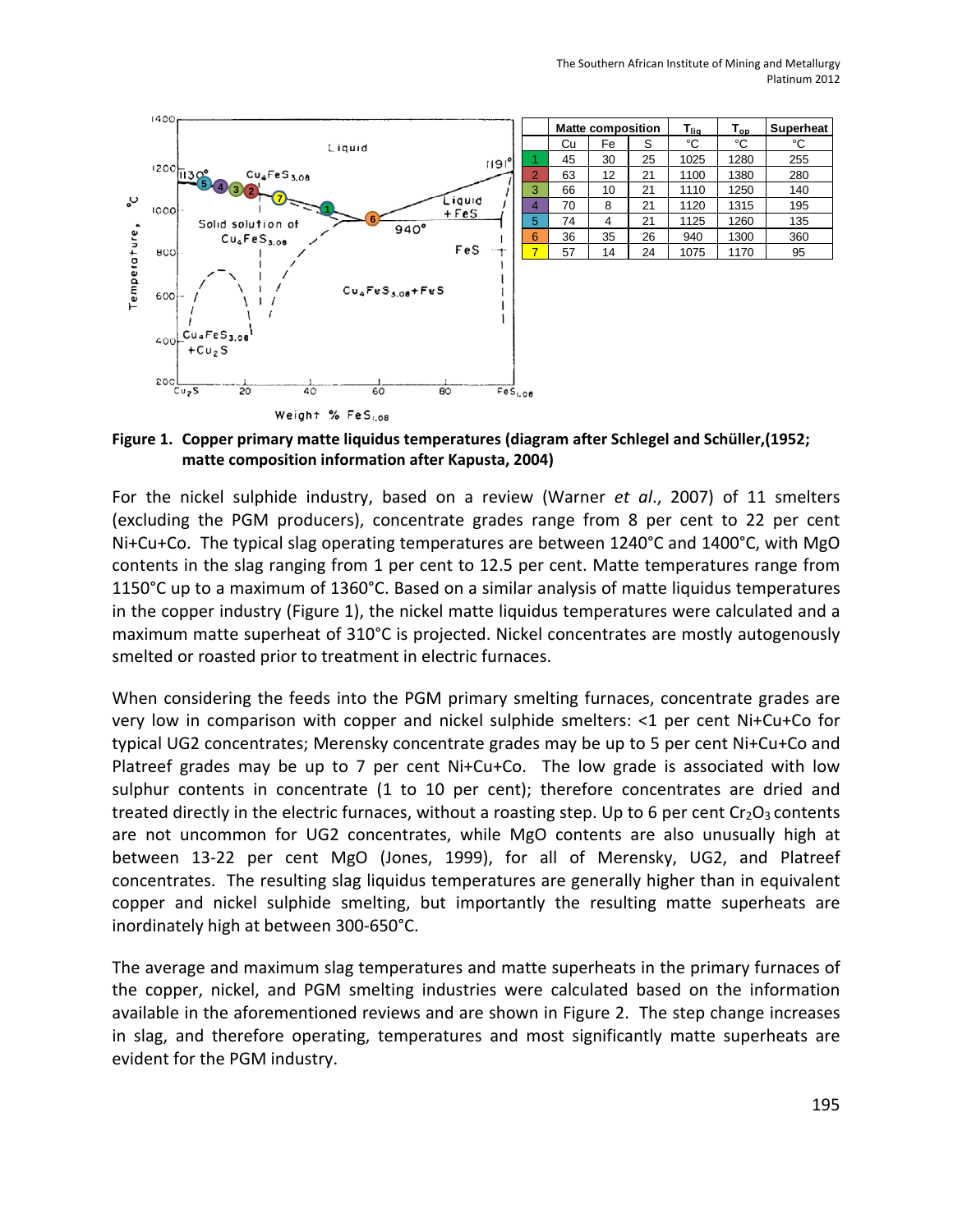| | Matte composition | | | $T_{liq}$ | $T_{op}$ | Superheat |
|---|---|---|---|---|---|---|
| | Cu | Fe | S | °C | °C | °C |
| 1 | 45 | 30 | 25 | 1025 | 1280 | 255 |
| 2 | 63 | 12 | 21 | 1100 | 1380 | 280 |
| 3 | 66 | 10 | 21 | 1110 | 1250 | 140 |
| 4 | 70 | 8 | 21 | 1120 | 1315 | 195 |
| 5 | 74 | 4 | 21 | 1125 | 1260 | 135 |
| 6 | 36 | 35 | 26 | 940 | 1300 | 360 |
| 7 | 57 | 14 | 24 | 1075 | 1170 | 95 |

**Figure 1. Copper primary matte liquidus temperatures (diagram after Schlegel and Schüller,(1952; matte composition information after Kapusta, 2004)**

For the nickel sulphide industry, based on a review (Warner *et al*., 2007) of 11 smelters (excluding the PGM producers), concentrate grades range from 8 per cent to 22 per cent Ni+Cu+Co. The typical slag operating temperatures are between 1240°C and 1400°C, with MgO contents in the slag ranging from 1 per cent to 12.5 per cent. Matte temperatures range from 1150°C up to a maximum of 1360°C. Based on a similar analysis of matte liquidus temperatures in the copper industry (Figure 1), the nickel matte liquidus temperatures were calculated and a maximum matte superheat of 310°C is projected. Nickel concentrates are mostly autogenously smelted or roasted prior to treatment in electric furnaces.

When considering the feeds into the PGM primary smelting furnaces, concentrate grades are very low in comparison with copper and nickel sulphide smelters: <1 per cent Ni+Cu+Co for typical UG2 concentrates; Merensky concentrate grades may be up to 5 per cent Ni+Cu+Co and Platreef grades may be up to 7 per cent Ni+Cu+Co. The low grade is associated with low sulphur contents in concentrate (1 to 10 per cent); therefore concentrates are dried and treated directly in the electric furnaces, without a roasting step. Up to 6 per cent $Cr_2O_3$ contents are not uncommon for UG2 concentrates, while MgO contents are also unusually high at between 13-22 per cent MgO (Jones, 1999), for all of Merensky, UG2, and Platreef concentrates. The resulting slag liquidus temperatures are generally higher than in equivalent copper and nickel sulphide smelting, but importantly the resulting matte superheats are inordinately high at between 300-650°C.

The average and maximum slag temperatures and matte superheats in the primary furnaces of the copper, nickel, and PGM smelting industries were calculated based on the information available in the aforementioned reviews and are shown in Figure 2. The step change increases in slag, and therefore operating, temperatures and most significantly matte superheats are evident for the PGM industry.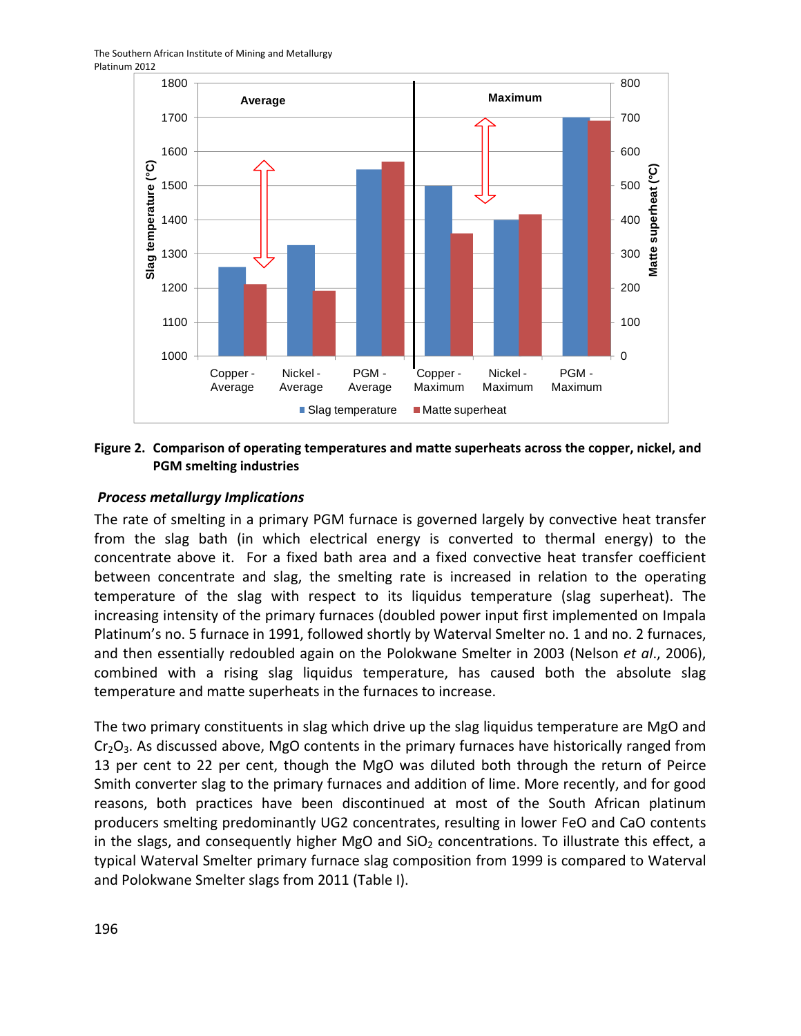**Figure 2. Comparison of operating temperatures and matte superheats across the copper, nickel, and PGM smelting industries**

### *Process metallurgy Implications*

The rate of smelting in a primary PGM furnace is governed largely by convective heat transfer from the slag bath (in which electrical energy is converted to thermal energy) to the concentrate above it. For a fixed bath area and a fixed convective heat transfer coefficient between concentrate and slag, the smelting rate is increased in relation to the operating temperature of the slag with respect to its liquidus temperature (slag superheat). The increasing intensity of the primary furnaces (doubled power input first implemented on Impala Platinum's no. 5 furnace in 1991, followed shortly by Waterval Smelter no. 1 and no. 2 furnaces, and then essentially redoubled again on the Polokwane Smelter in 2003 (Nelson *et al*., 2006), combined with a rising slag liquidus temperature, has caused both the absolute slag temperature and matte superheats in the furnaces to increase.

The two primary constituents in slag which drive up the slag liquidus temperature are MgO and $Cr_2O_3$. As discussed above, MgO contents in the primary furnaces have historically ranged from 13 per cent to 22 per cent, though the MgO was diluted both through the return of Peirce Smith converter slag to the primary furnaces and addition of lime. More recently, and for good reasons, both practices have been discontinued at most of the South African platinum producers smelting predominantly UG2 concentrates, resulting in lower FeO and CaO contents in the slags, and consequently higher MgO and $SiO_2$ concentrations. To illustrate this effect, a typical Waterval Smelter primary furnace slag composition from 1999 is compared to Waterval and Polokwane Smelter slags from 2011 (Table I).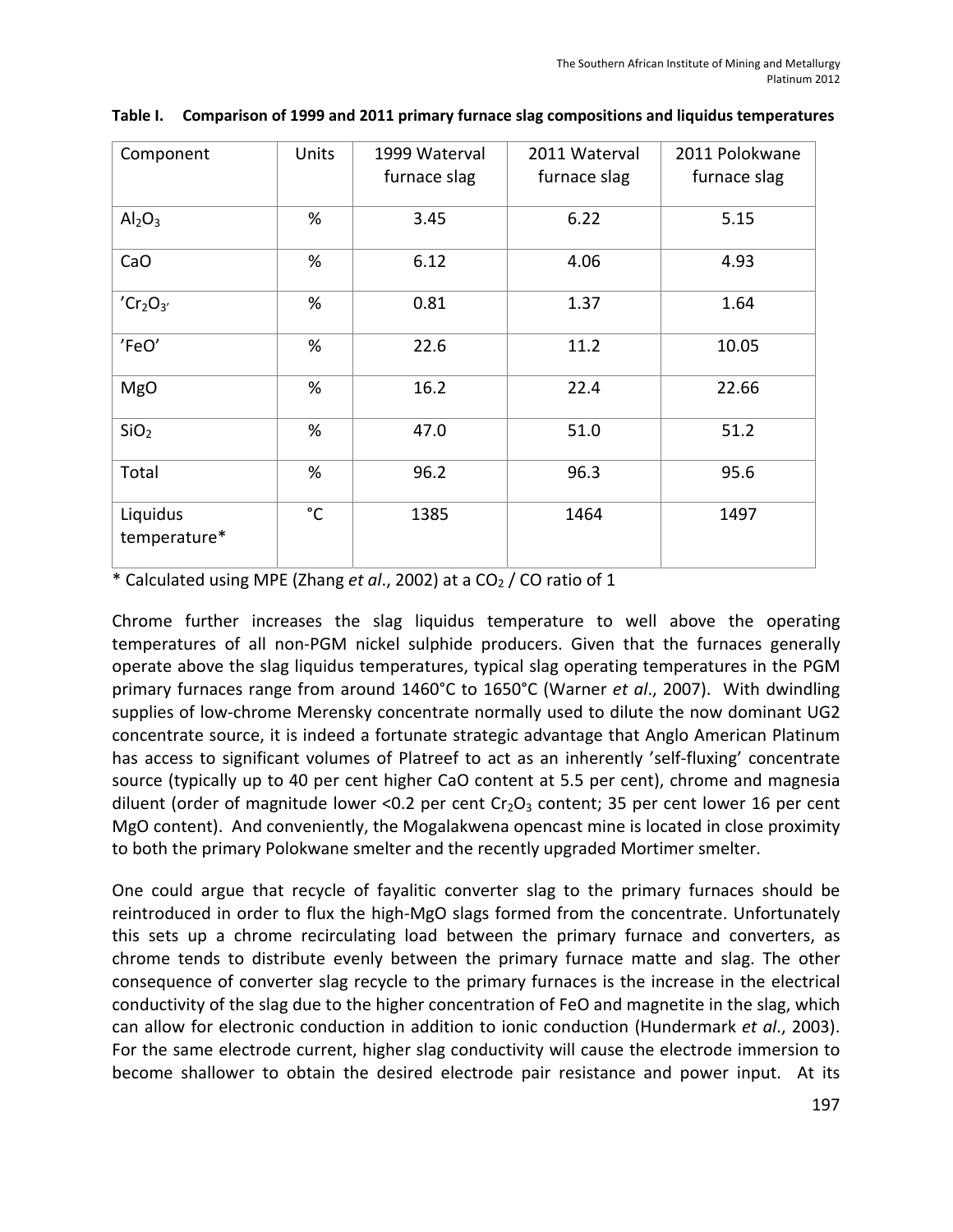**Table I. Comparison of 1999 and 2011 primary furnace slag compositions and liquidus temperatures**

| Component | Units | 1999 Waterval furnace slag | 2011 Waterval furnace slag | 2011 Polokwane furnace slag |
|---|---|---|---|---|
| $Al_2O_3$ | % | 3.45 | 6.22 | 5.15 |
| CaO | % | 6.12 | 4.06 | 4.93 |
| '$Cr_2O_3$' | % | 0.81 | 1.37 | 1.64 |
| 'FeO' | % | 22.6 | 11.2 | 10.05 |
| MgO | % | 16.2 | 22.4 | 22.66 |
| $SiO_2$ | % | 47.0 | 51.0 | 51.2 |
| Total | % | 96.2 | 96.3 | 95.6 |
| Liquidus temperature* | °C | 1385 | 1464 | 1497 |

\* Calculated using MPE (Zhang *et al*., 2002) at a $CO_2$ / CO ratio of 1

Chrome further increases the slag liquidus temperature to well above the operating temperatures of all non-PGM nickel sulphide producers. Given that the furnaces generally operate above the slag liquidus temperatures, typical slag operating temperatures in the PGM primary furnaces range from around 1460°C to 1650°C (Warner *et al*., 2007). With dwindling supplies of low-chrome Merensky concentrate normally used to dilute the now dominant UG2 concentrate source, it is indeed a fortunate strategic advantage that Anglo American Platinum has access to significant volumes of Platreef to act as an inherently 'self-fluxing' concentrate source (typically up to 40 per cent higher CaO content at 5.5 per cent), chrome and magnesia diluent (order of magnitude lower <0.2 per cent $Cr_2O_3$ content; 35 per cent lower 16 per cent MgO content). And conveniently, the Mogalakwena opencast mine is located in close proximity to both the primary Polokwane smelter and the recently upgraded Mortimer smelter.

One could argue that recycle of fayalitic converter slag to the primary furnaces should be reintroduced in order to flux the high-MgO slags formed from the concentrate. Unfortunately this sets up a chrome recirculating load between the primary furnace and converters, as chrome tends to distribute evenly between the primary furnace matte and slag. The other consequence of converter slag recycle to the primary furnaces is the increase in the electrical conductivity of the slag due to the higher concentration of FeO and magnetite in the slag, which can allow for electronic conduction in addition to ionic conduction (Hundermark *et al*., 2003). For the same electrode current, higher slag conductivity will cause the electrode immersion to become shallower to obtain the desired electrode pair resistance and power input. At its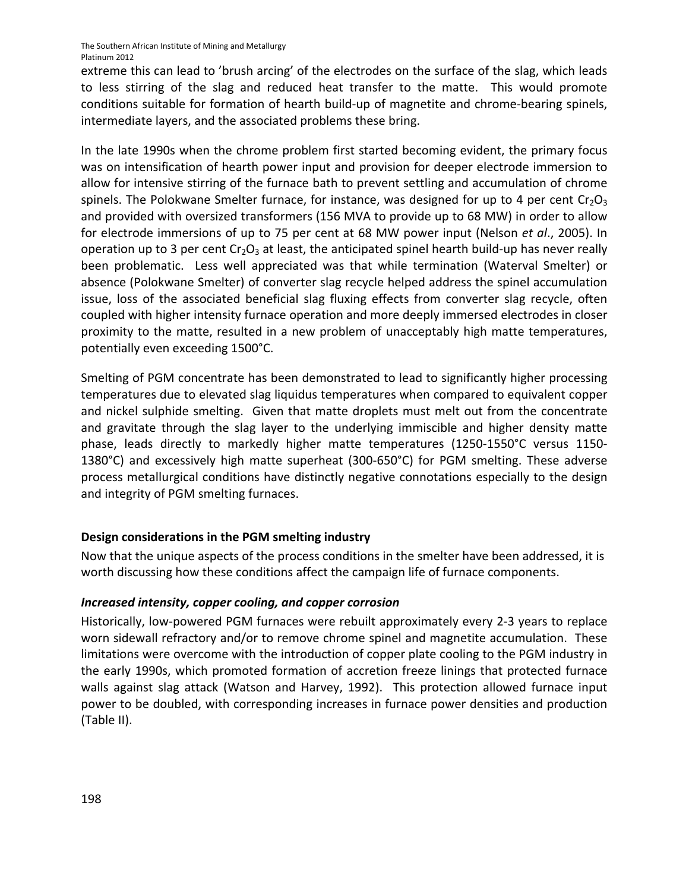extreme this can lead to 'brush arcing' of the electrodes on the surface of the slag, which leads to less stirring of the slag and reduced heat transfer to the matte. This would promote conditions suitable for formation of hearth build-up of magnetite and chrome-bearing spinels, intermediate layers, and the associated problems these bring.

In the late 1990s when the chrome problem first started becoming evident, the primary focus was on intensification of hearth power input and provision for deeper electrode immersion to allow for intensive stirring of the furnace bath to prevent settling and accumulation of chrome spinels. The Polokwane Smelter furnace, for instance, was designed for up to 4 per cent $Cr_2O_3$ and provided with oversized transformers (156 MVA to provide up to 68 MW) in order to allow for electrode immersions of up to 75 per cent at 68 MW power input (Nelson *et al*., 2005). In operation up to 3 per cent $Cr_2O_3$ at least, the anticipated spinel hearth build-up has never really been problematic. Less well appreciated was that while termination (Waterval Smelter) or absence (Polokwane Smelter) of converter slag recycle helped address the spinel accumulation issue, loss of the associated beneficial slag fluxing effects from converter slag recycle, often coupled with higher intensity furnace operation and more deeply immersed electrodes in closer proximity to the matte, resulted in a new problem of unacceptably high matte temperatures, potentially even exceeding 1500°C.

Smelting of PGM concentrate has been demonstrated to lead to significantly higher processing temperatures due to elevated slag liquidus temperatures when compared to equivalent copper and nickel sulphide smelting. Given that matte droplets must melt out from the concentrate and gravitate through the slag layer to the underlying immiscible and higher density matte phase, leads directly to markedly higher matte temperatures (1250-1550°C versus 1150-1380°C) and excessively high matte superheat (300-650°C) for PGM smelting. These adverse process metallurgical conditions have distinctly negative connotations especially to the design and integrity of PGM smelting furnaces.

## Design considerations in the PGM smelting industry

Now that the unique aspects of the process conditions in the smelter have been addressed, it is worth discussing how these conditions affect the campaign life of furnace components.

### *Increased intensity, copper cooling, and copper corrosion*

Historically, low-powered PGM furnaces were rebuilt approximately every 2-3 years to replace worn sidewall refractory and/or to remove chrome spinel and magnetite accumulation. These limitations were overcome with the introduction of copper plate cooling to the PGM industry in the early 1990s, which promoted formation of accretion freeze linings that protected furnace walls against slag attack (Watson and Harvey, 1992). This protection allowed furnace input power to be doubled, with corresponding increases in furnace power densities and production (Table II).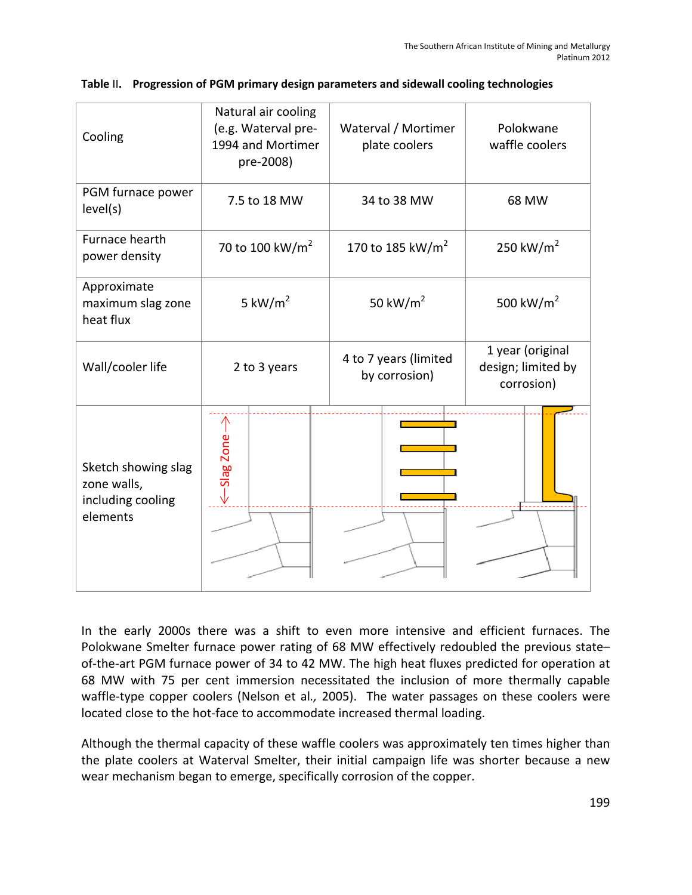**Table II. Progression of PGM primary design parameters and sidewall cooling technologies**

| Cooling | Natural air cooling (e.g. Waterval pre-1994 and Mortimer pre-2008) | Waterval / Mortimer plate coolers | Polokwane waffle coolers |
|---|---|---|---|
| PGM furnace power level(s) | 7.5 to 18 MW | 34 to 38 MW | 68 MW |
| Furnace hearth power density | 70 to 100 kW/m$^2$ | 170 to 185 kW/m$^2$ | 250 kW/m$^2$ |
| Approximate maximum slag zone heat flux | 5 kW/m$^2$ | 50 kW/m$^2$ | 500 kW/m$^2$ |
| Wall/cooler life | 2 to 3 years | 4 to 7 years (limited by corrosion) | 1 year (original design; limited by corrosion) |
| Sketch showing slag zone walls, including cooling elements | | | |

In the early 2000s there was a shift to even more intensive and efficient furnaces. The Polokwane Smelter furnace power rating of 68 MW effectively redoubled the previous state–of-the-art PGM furnace power of 34 to 42 MW. The high heat fluxes predicted for operation at 68 MW with 75 per cent immersion necessitated the inclusion of more thermally capable waffle-type copper coolers (Nelson et al., 2005). The water passages on these coolers were located close to the hot-face to accommodate increased thermal loading.

Although the thermal capacity of these waffle coolers was approximately ten times higher than the plate coolers at Waterval Smelter, their initial campaign life was shorter because a new wear mechanism began to emerge, specifically corrosion of the copper.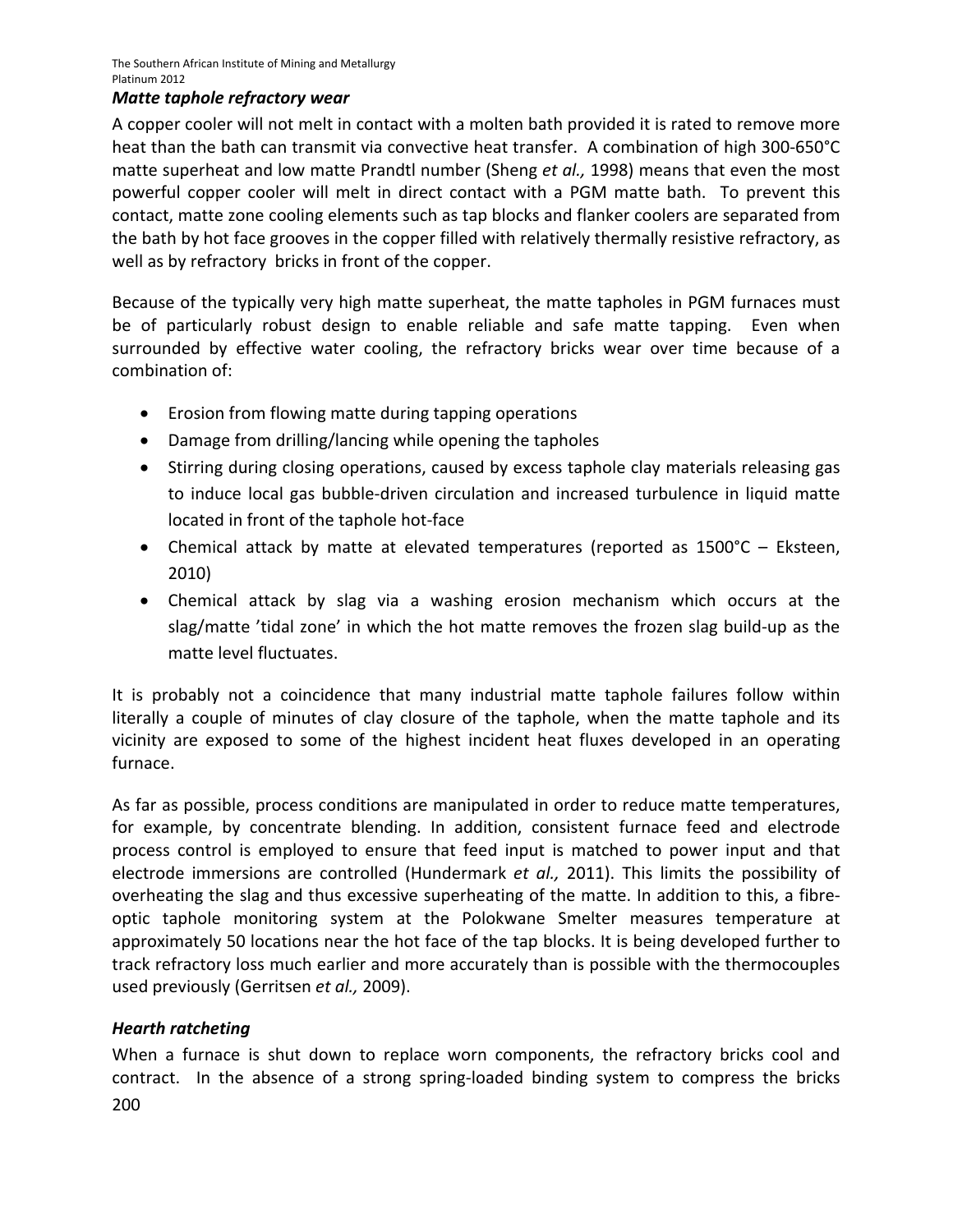### *Matte taphole refractory wear*

A copper cooler will not melt in contact with a molten bath provided it is rated to remove more heat than the bath can transmit via convective heat transfer. A combination of high 300-650°C matte superheat and low matte Prandtl number (Sheng *et al.,* 1998) means that even the most powerful copper cooler will melt in direct contact with a PGM matte bath. To prevent this contact, matte zone cooling elements such as tap blocks and flanker coolers are separated from the bath by hot face grooves in the copper filled with relatively thermally resistive refractory, as well as by refractory bricks in front of the copper.

Because of the typically very high matte superheat, the matte tapholes in PGM furnaces must be of particularly robust design to enable reliable and safe matte tapping. Even when surrounded by effective water cooling, the refractory bricks wear over time because of a combination of:

- Erosion from flowing matte during tapping operations
- Damage from drilling/lancing while opening the tapholes
- Stirring during closing operations, caused by excess taphole clay materials releasing gas to induce local gas bubble-driven circulation and increased turbulence in liquid matte located in front of the taphole hot-face
- Chemical attack by matte at elevated temperatures (reported as 1500°C – Eksteen, 2010)
- Chemical attack by slag via a washing erosion mechanism which occurs at the slag/matte 'tidal zone' in which the hot matte removes the frozen slag build-up as the matte level fluctuates.

It is probably not a coincidence that many industrial matte taphole failures follow within literally a couple of minutes of clay closure of the taphole, when the matte taphole and its vicinity are exposed to some of the highest incident heat fluxes developed in an operating furnace.

As far as possible, process conditions are manipulated in order to reduce matte temperatures, for example, by concentrate blending. In addition, consistent furnace feed and electrode process control is employed to ensure that feed input is matched to power input and that electrode immersions are controlled (Hundermark *et al.,* 2011). This limits the possibility of overheating the slag and thus excessive superheating of the matte. In addition to this, a fibre-optic taphole monitoring system at the Polokwane Smelter measures temperature at approximately 50 locations near the hot face of the tap blocks. It is being developed further to track refractory loss much earlier and more accurately than is possible with the thermocouples used previously (Gerritsen *et al.,* 2009).

### *Hearth ratcheting*

When a furnace is shut down to replace worn components, the refractory bricks cool and contract. In the absence of a strong spring-loaded binding system to compress the bricks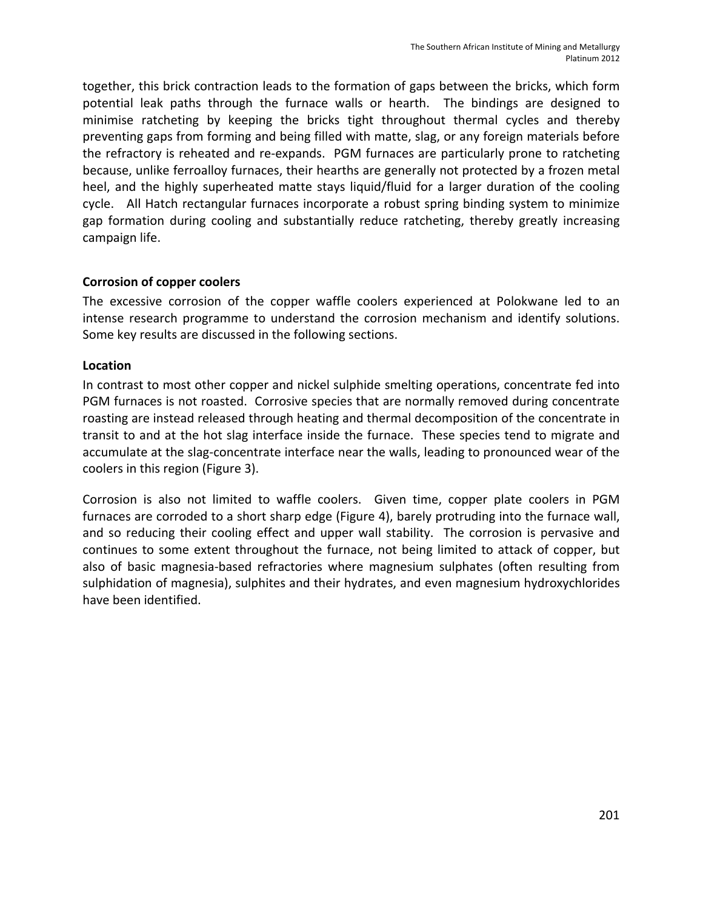together, this brick contraction leads to the formation of gaps between the bricks, which form potential leak paths through the furnace walls or hearth. The bindings are designed to minimise ratcheting by keeping the bricks tight throughout thermal cycles and thereby preventing gaps from forming and being filled with matte, slag, or any foreign materials before the refractory is reheated and re-expands. PGM furnaces are particularly prone to ratcheting because, unlike ferroalloy furnaces, their hearths are generally not protected by a frozen metal heel, and the highly superheated matte stays liquid/fluid for a larger duration of the cooling cycle. All Hatch rectangular furnaces incorporate a robust spring binding system to minimize gap formation during cooling and substantially reduce ratcheting, thereby greatly increasing campaign life.

### Corrosion of copper coolers

The excessive corrosion of the copper waffle coolers experienced at Polokwane led to an intense research programme to understand the corrosion mechanism and identify solutions. Some key results are discussed in the following sections.

### Location

In contrast to most other copper and nickel sulphide smelting operations, concentrate fed into PGM furnaces is not roasted. Corrosive species that are normally removed during concentrate roasting are instead released through heating and thermal decomposition of the concentrate in transit to and at the hot slag interface inside the furnace. These species tend to migrate and accumulate at the slag-concentrate interface near the walls, leading to pronounced wear of the coolers in this region (Figure 3).

Corrosion is also not limited to waffle coolers. Given time, copper plate coolers in PGM furnaces are corroded to a short sharp edge (Figure 4), barely protruding into the furnace wall, and so reducing their cooling effect and upper wall stability. The corrosion is pervasive and continues to some extent throughout the furnace, not being limited to attack of copper, but also of basic magnesia-based refractories where magnesium sulphates (often resulting from sulphidation of magnesia), sulphites and their hydrates, and even magnesium hydroxychlorides have been identified.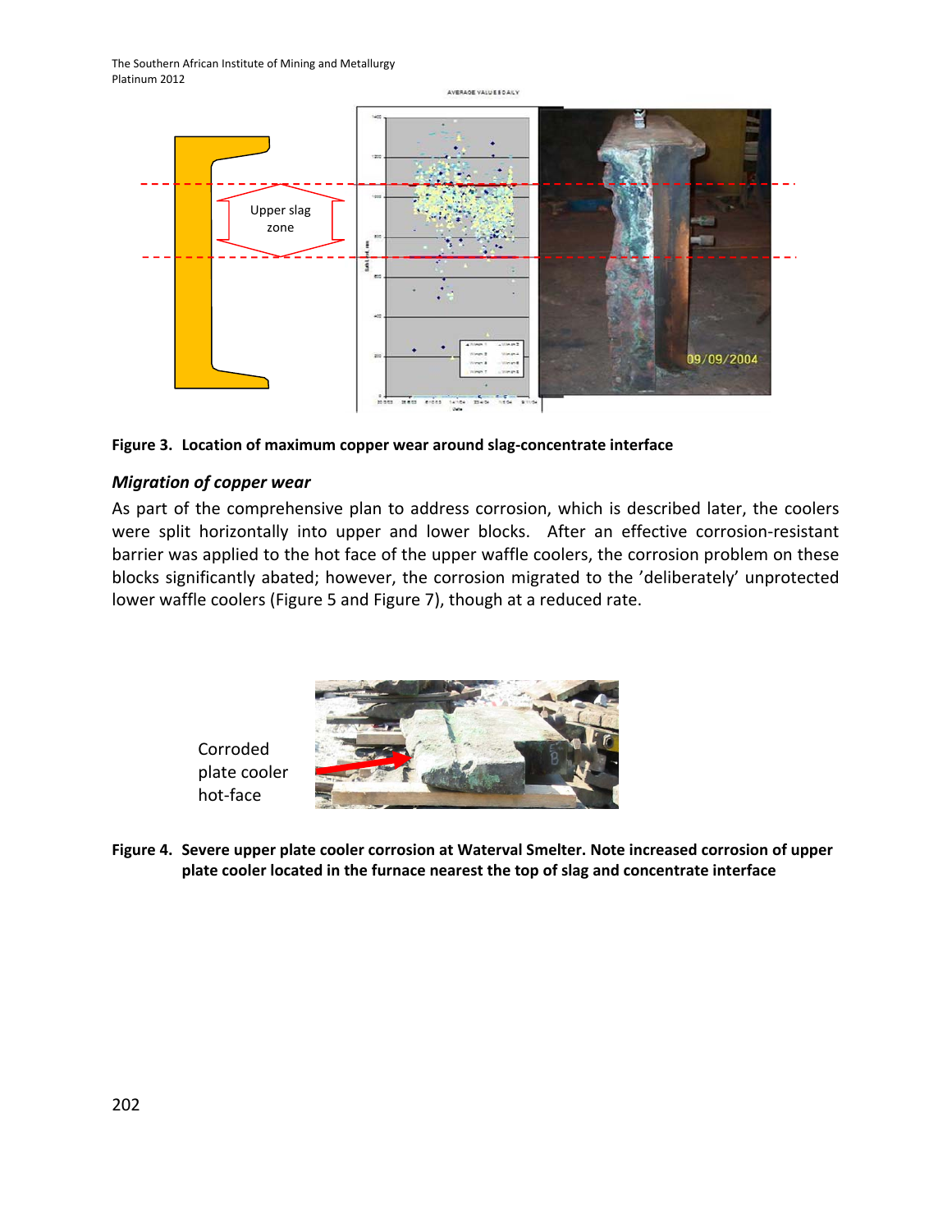Figure 3. Location of maximum copper wear around slag-concentrate interface

### *Migration of copper wear*

As part of the comprehensive plan to address corrosion, which is described later, the coolers were split horizontally into upper and lower blocks. After an effective corrosion-resistant barrier was applied to the hot face of the upper waffle coolers, the corrosion problem on these blocks significantly abated; however, the corrosion migrated to the 'deliberately' unprotected lower waffle coolers (Figure 5 and Figure 7), though at a reduced rate.

Figure 4. Severe upper plate cooler corrosion at Waterval Smelter. Note increased corrosion of upper plate cooler located in the furnace nearest the top of slag and concentrate interface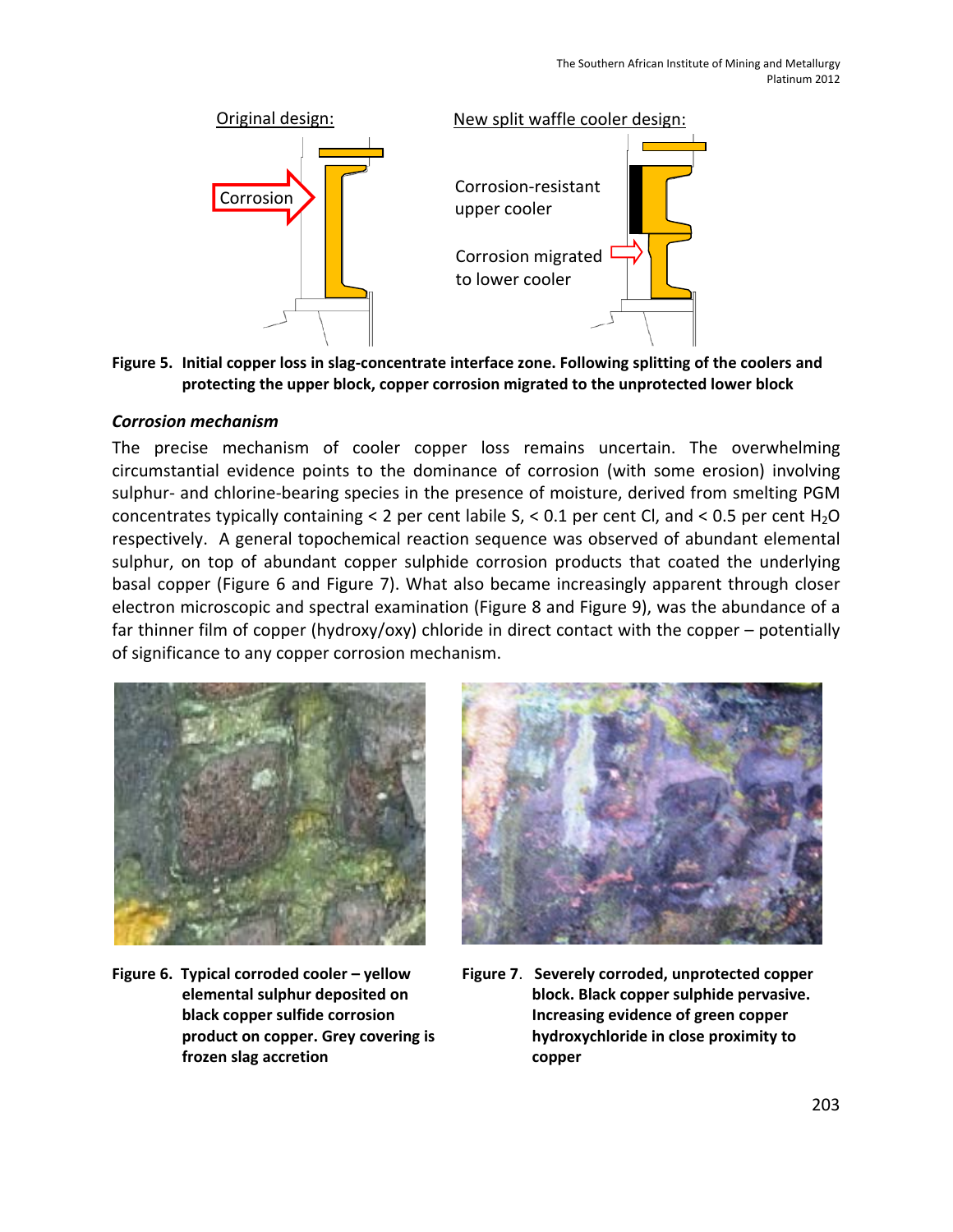Original design:

Corrosion

New split waffle cooler design:

Corrosion-resistant upper cooler

Corrosion migrated to lower cooler

**Figure 5. Initial copper loss in slag-concentrate interface zone. Following splitting of the coolers and protecting the upper block, copper corrosion migrated to the unprotected lower block**

### *Corrosion mechanism*

The precise mechanism of cooler copper loss remains uncertain. The overwhelming circumstantial evidence points to the dominance of corrosion (with some erosion) involving sulphur- and chlorine-bearing species in the presence of moisture, derived from smelting PGM concentrates typically containing < 2 per cent labile S, < 0.1 per cent Cl, and < 0.5 per cent $H_2O$ respectively. A general topochemical reaction sequence was observed of abundant elemental sulphur, on top of abundant copper sulphide corrosion products that coated the underlying basal copper (Figure 6 and Figure 7). What also became increasingly apparent through closer electron microscopic and spectral examination (Figure 8 and Figure 9), was the abundance of a far thinner film of copper (hydroxy/oxy) chloride in direct contact with the copper – potentially of significance to any copper corrosion mechanism.

**Figure 6. Typical corroded cooler – yellow elemental sulphur deposited on black copper sulfide corrosion product on copper. Grey covering is frozen slag accretion**

**Figure 7. Severely corroded, unprotected copper block. Black copper sulphide pervasive. Increasing evidence of green copper hydroxychloride in close proximity to copper**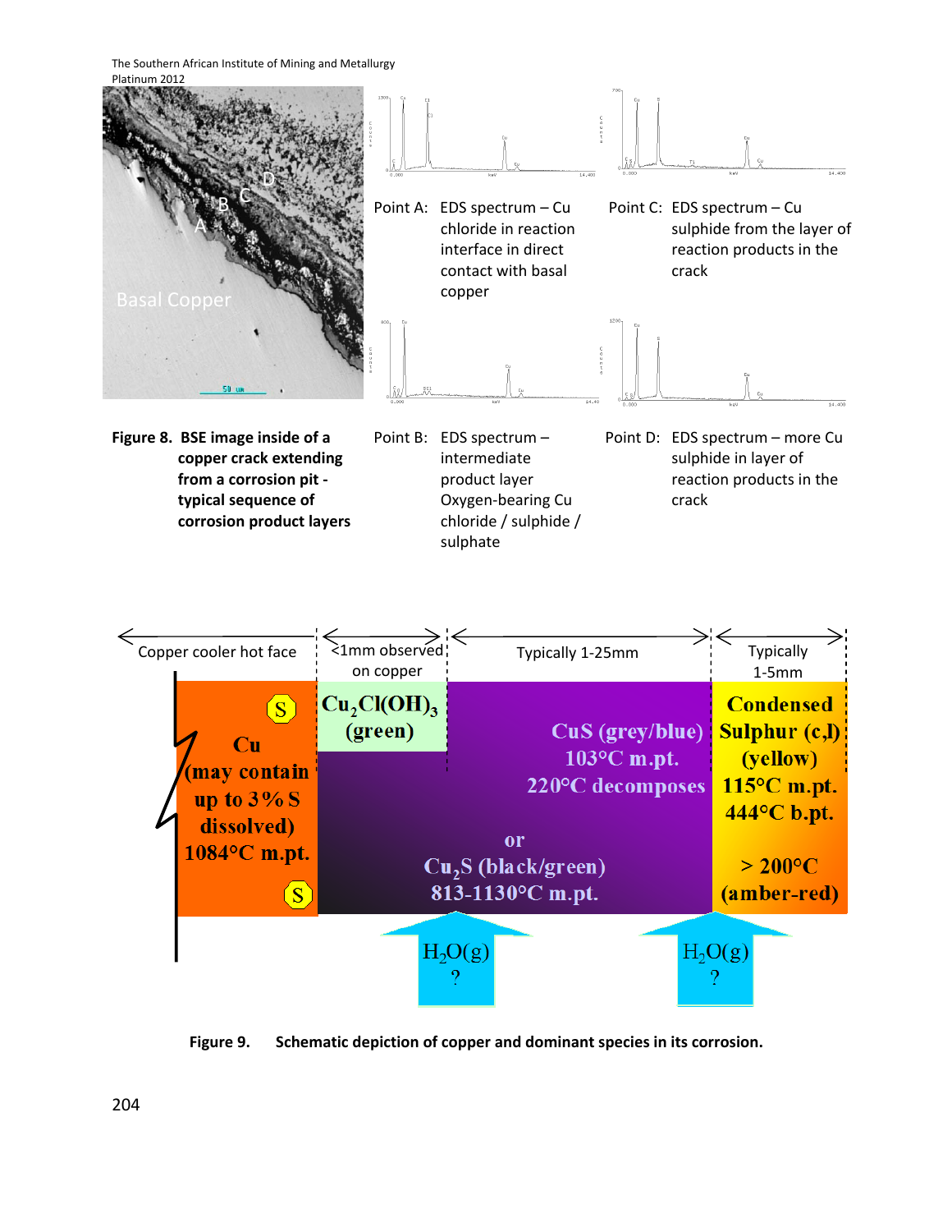Point A: EDS spectrum – Cu chloride in reaction interface in direct contact with basal copper

Point C: EDS spectrum – Cu sulphide from the layer of reaction products in the crack

Point B: EDS spectrum – intermediate product layer Oxygen-bearing Cu chloride / sulphide / sulphate

Point D: EDS spectrum – more Cu sulphide in layer of reaction products in the crack

**Figure 8. BSE image inside of a copper crack extending from a corrosion pit - typical sequence of corrosion product layers**

**Figure 9. Schematic depiction of copper and dominant species in its corrosion.**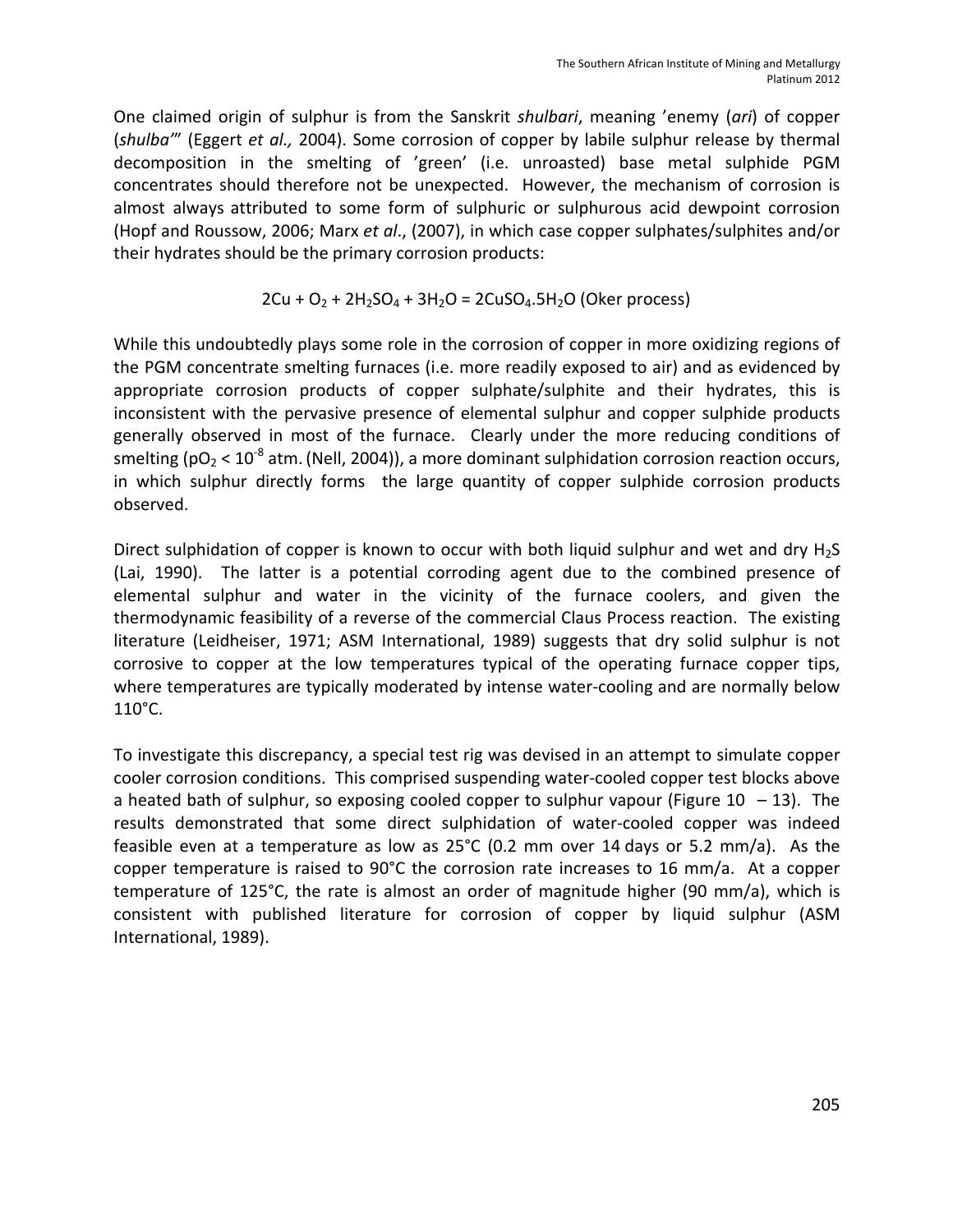One claimed origin of sulphur is from the Sanskrit *shulbari*, meaning 'enemy (*ari*) of copper (*shulba*'" (Eggert *et al.,* 2004). Some corrosion of copper by labile sulphur release by thermal decomposition in the smelting of 'green' (i.e. unroasted) base metal sulphide PGM concentrates should therefore not be unexpected. However, the mechanism of corrosion is almost always attributed to some form of sulphuric or sulphurous acid dewpoint corrosion (Hopf and Roussow, 2006; Marx *et al*., (2007), in which case copper sulphates/sulphites and/or their hydrates should be the primary corrosion products:

$$2Cu + O_2 + 2H_2SO_4 + 3H_2O = 2CuSO_4.5H_2O \text{ (Oker process)}$$

While this undoubtedly plays some role in the corrosion of copper in more oxidizing regions of the PGM concentrate smelting furnaces (i.e. more readily exposed to air) and as evidenced by appropriate corrosion products of copper sulphate/sulphite and their hydrates, this is inconsistent with the pervasive presence of elemental sulphur and copper sulphide products generally observed in most of the furnace. Clearly under the more reducing conditions of smelting ($pO_2 < 10^{-8}$ atm. (Nell, 2004)), a more dominant sulphidation corrosion reaction occurs, in which sulphur directly forms the large quantity of copper sulphide corrosion products observed.

Direct sulphidation of copper is known to occur with both liquid sulphur and wet and dry $H_2S$ (Lai, 1990). The latter is a potential corroding agent due to the combined presence of elemental sulphur and water in the vicinity of the furnace coolers, and given the thermodynamic feasibility of a reverse of the commercial Claus Process reaction. The existing literature (Leidheiser, 1971; ASM International, 1989) suggests that dry solid sulphur is not corrosive to copper at the low temperatures typical of the operating furnace copper tips, where temperatures are typically moderated by intense water-cooling and are normally below 110°C.

To investigate this discrepancy, a special test rig was devised in an attempt to simulate copper cooler corrosion conditions. This comprised suspending water-cooled copper test blocks above a heated bath of sulphur, so exposing cooled copper to sulphur vapour (Figure 10 – 13). The results demonstrated that some direct sulphidation of water-cooled copper was indeed feasible even at a temperature as low as 25°C (0.2 mm over 14 days or 5.2 mm/a). As the copper temperature is raised to 90°C the corrosion rate increases to 16 mm/a. At a copper temperature of 125°C, the rate is almost an order of magnitude higher (90 mm/a), which is consistent with published literature for corrosion of copper by liquid sulphur (ASM International, 1989).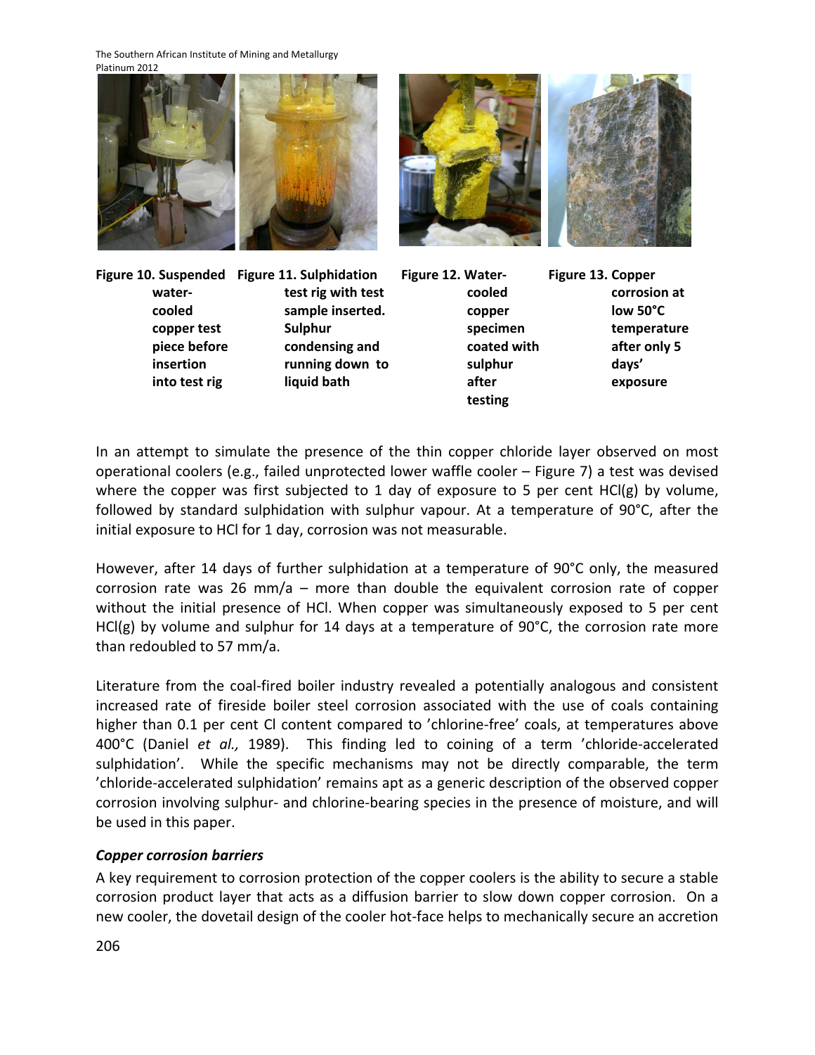**Figure 10. Suspended water-cooled copper test piece before insertion into test rig**

**Figure 11. Sulphidation test rig with test sample inserted. Sulphur condensing and running down to liquid bath**

**Figure 12. Water-cooled copper specimen coated with sulphur after testing**

**Figure 13. Copper corrosion at low 50°C temperature after only 5 days' exposure**

In an attempt to simulate the presence of the thin copper chloride layer observed on most operational coolers (e.g., failed unprotected lower waffle cooler – Figure 7) a test was devised where the copper was first subjected to 1 day of exposure to 5 per cent HCl(g) by volume, followed by standard sulphidation with sulphur vapour. At a temperature of 90°C, after the initial exposure to HCl for 1 day, corrosion was not measurable.

However, after 14 days of further sulphidation at a temperature of 90°C only, the measured corrosion rate was 26 mm/a – more than double the equivalent corrosion rate of copper without the initial presence of HCl. When copper was simultaneously exposed to 5 per cent HCl(g) by volume and sulphur for 14 days at a temperature of 90°C, the corrosion rate more than redoubled to 57 mm/a.

Literature from the coal-fired boiler industry revealed a potentially analogous and consistent increased rate of fireside boiler steel corrosion associated with the use of coals containing higher than 0.1 per cent Cl content compared to 'chlorine-free' coals, at temperatures above 400°C (Daniel *et al.,* 1989). This finding led to coining of a term 'chloride-accelerated sulphidation'. While the specific mechanisms may not be directly comparable, the term 'chloride-accelerated sulphidation' remains apt as a generic description of the observed copper corrosion involving sulphur- and chlorine-bearing species in the presence of moisture, and will be used in this paper.

### *Copper corrosion barriers*

A key requirement to corrosion protection of the copper coolers is the ability to secure a stable corrosion product layer that acts as a diffusion barrier to slow down copper corrosion. On a new cooler, the dovetail design of the cooler hot-face helps to mechanically secure an accretion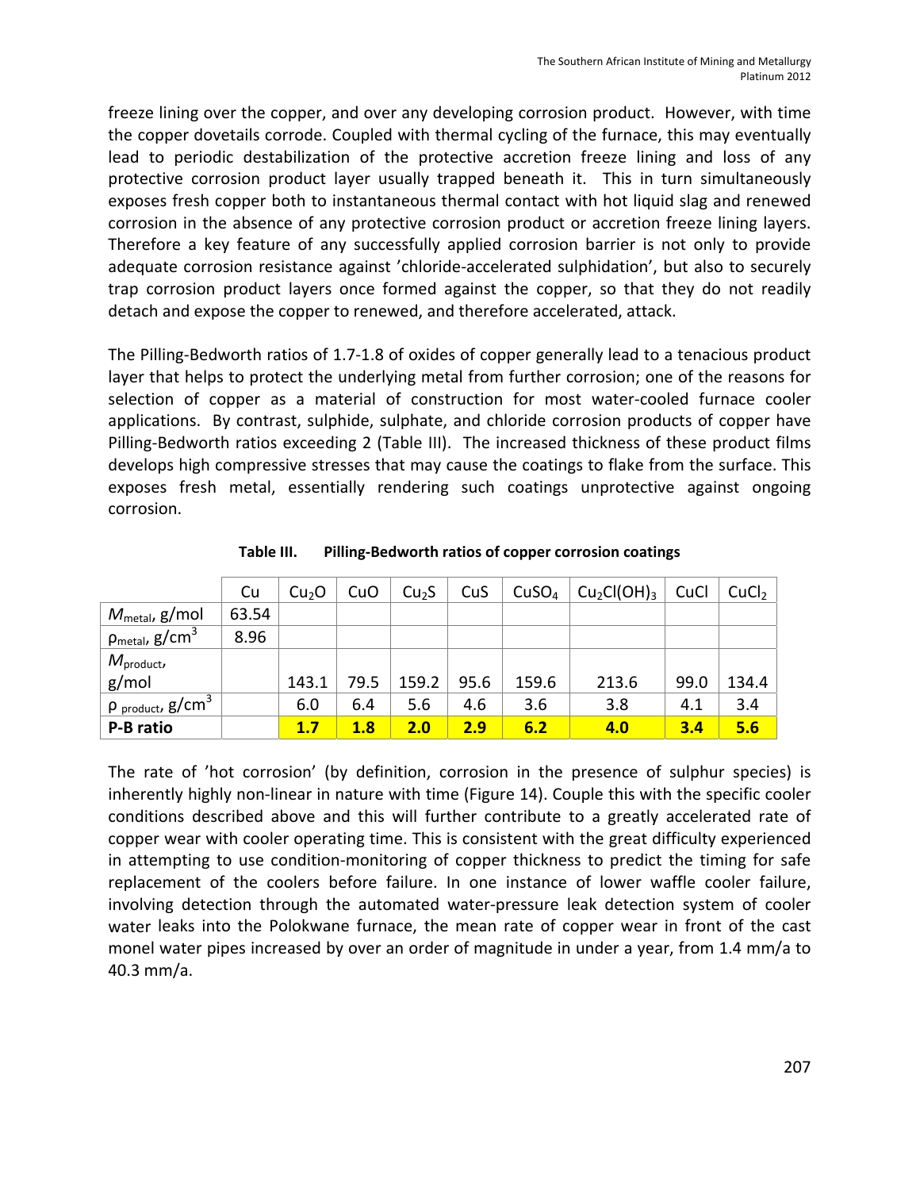freeze lining over the copper, and over any developing corrosion product. However, with time the copper dovetails corrode. Coupled with thermal cycling of the furnace, this may eventually lead to periodic destabilization of the protective accretion freeze lining and loss of any protective corrosion product layer usually trapped beneath it. This in turn simultaneously exposes fresh copper both to instantaneous thermal contact with hot liquid slag and renewed corrosion in the absence of any protective corrosion product or accretion freeze lining layers. Therefore a key feature of any successfully applied corrosion barrier is not only to provide adequate corrosion resistance against 'chloride-accelerated sulphidation', but also to securely trap corrosion product layers once formed against the copper, so that they do not readily detach and expose the copper to renewed, and therefore accelerated, attack.

The Pilling-Bedworth ratios of 1.7-1.8 of oxides of copper generally lead to a tenacious product layer that helps to protect the underlying metal from further corrosion; one of the reasons for selection of copper as a material of construction for most water-cooled furnace cooler applications. By contrast, sulphide, sulphate, and chloride corrosion products of copper have Pilling-Bedworth ratios exceeding 2 (Table III). The increased thickness of these product films develops high compressive stresses that may cause the coatings to flake from the surface. This exposes fresh metal, essentially rendering such coatings unprotective against ongoing corrosion.

**Table III. Pilling-Bedworth ratios of copper corrosion coatings**

| | Cu | $Cu_2O$ | CuO | $Cu_2S$ | CuS | $CuSO_4$ | $Cu_2Cl(OH)_3$ | CuCl | $CuCl_2$ |
|---|---|---|---|---|---|---|---|---|---|
| $M_{metal}$, g/mol | 63.54 | | | | | | | | |
| $\rho_{metal}$, g/cm$^3$ | 8.96 | | | | | | | | |
| $M_{product}$, g/mol | | 143.1 | 79.5 | 159.2 | 95.6 | 159.6 | 213.6 | 99.0 | 134.4 |
| $\rho_{product}$, g/cm$^3$ | | 6.0 | 6.4 | 5.6 | 4.6 | 3.6 | 3.8 | 4.1 | 3.4 |
| **P-B ratio** | | **1.7** | **1.8** | **2.0** | **2.9** | **6.2** | **4.0** | **3.4** | **5.6** |

The rate of 'hot corrosion' (by definition, corrosion in the presence of sulphur species) is inherently highly non-linear in nature with time (Figure 14). Couple this with the specific cooler conditions described above and this will further contribute to a greatly accelerated rate of copper wear with cooler operating time. This is consistent with the great difficulty experienced in attempting to use condition-monitoring of copper thickness to predict the timing for safe replacement of the coolers before failure. In one instance of lower waffle cooler failure, involving detection through the automated water-pressure leak detection system of cooler water leaks into the Polokwane furnace, the mean rate of copper wear in front of the cast monel water pipes increased by over an order of magnitude in under a year, from 1.4 mm/a to 40.3 mm/a.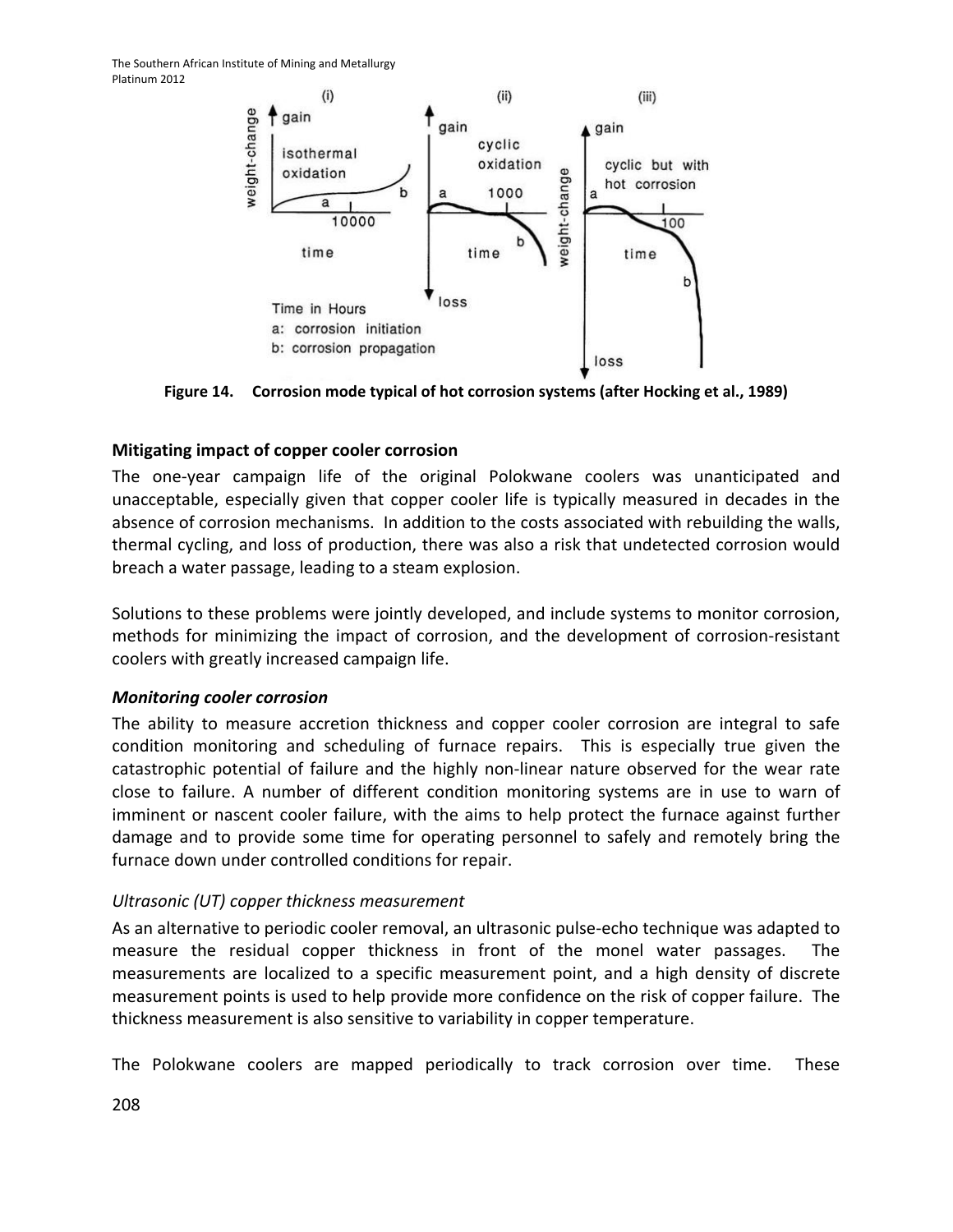**Figure 14. Corrosion mode typical of hot corrosion systems (after Hocking et al., 1989)**

### Mitigating impact of copper cooler corrosion

The one-year campaign life of the original Polokwane coolers was unanticipated and unacceptable, especially given that copper cooler life is typically measured in decades in the absence of corrosion mechanisms. In addition to the costs associated with rebuilding the walls, thermal cycling, and loss of production, there was also a risk that undetected corrosion would breach a water passage, leading to a steam explosion.

Solutions to these problems were jointly developed, and include systems to monitor corrosion, methods for minimizing the impact of corrosion, and the development of corrosion-resistant coolers with greatly increased campaign life.

#### *Monitoring cooler corrosion*

The ability to measure accretion thickness and copper cooler corrosion are integral to safe condition monitoring and scheduling of furnace repairs. This is especially true given the catastrophic potential of failure and the highly non-linear nature observed for the wear rate close to failure. A number of different condition monitoring systems are in use to warn of imminent or nascent cooler failure, with the aims to help protect the furnace against further damage and to provide some time for operating personnel to safely and remotely bring the furnace down under controlled conditions for repair.

*Ultrasonic (UT) copper thickness measurement*

As an alternative to periodic cooler removal, an ultrasonic pulse-echo technique was adapted to measure the residual copper thickness in front of the monel water passages. The measurements are localized to a specific measurement point, and a high density of discrete measurement points is used to help provide more confidence on the risk of copper failure. The thickness measurement is also sensitive to variability in copper temperature.

The Polokwane coolers are mapped periodically to track corrosion over time. These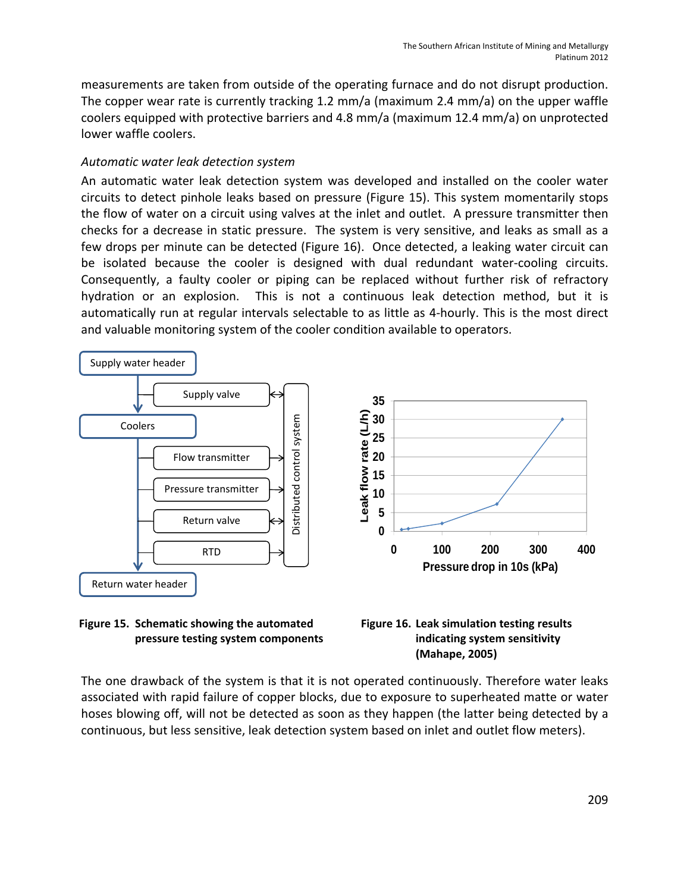measurements are taken from outside of the operating furnace and do not disrupt production. The copper wear rate is currently tracking 1.2 mm/a (maximum 2.4 mm/a) on the upper waffle coolers equipped with protective barriers and 4.8 mm/a (maximum 12.4 mm/a) on unprotected lower waffle coolers.

*Automatic water leak detection system*

An automatic water leak detection system was developed and installed on the cooler water circuits to detect pinhole leaks based on pressure (Figure 15). This system momentarily stops the flow of water on a circuit using valves at the inlet and outlet. A pressure transmitter then checks for a decrease in static pressure. The system is very sensitive, and leaks as small as a few drops per minute can be detected (Figure 16). Once detected, a leaking water circuit can be isolated because the cooler is designed with dual redundant water-cooling circuits. Consequently, a faulty cooler or piping can be replaced without further risk of refractory hydration or an explosion. This is not a continuous leak detection method, but it is automatically run at regular intervals selectable to as little as 4-hourly. This is the most direct and valuable monitoring system of the cooler condition available to operators.

**Figure 15. Schematic showing the automated pressure testing system components**

**Figure 16. Leak simulation testing results indicating system sensitivity (Mahape, 2005)**

The one drawback of the system is that it is not operated continuously. Therefore water leaks associated with rapid failure of copper blocks, due to exposure to superheated matte or water hoses blowing off, will not be detected as soon as they happen (the latter being detected by a continuous, but less sensitive, leak detection system based on inlet and outlet flow meters).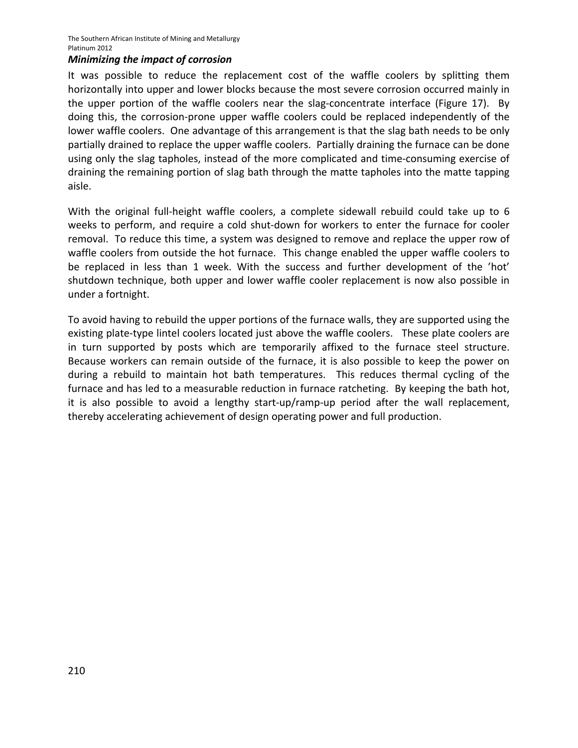### *Minimizing the impact of corrosion*

It was possible to reduce the replacement cost of the waffle coolers by splitting them horizontally into upper and lower blocks because the most severe corrosion occurred mainly in the upper portion of the waffle coolers near the slag-concentrate interface (Figure 17). By doing this, the corrosion-prone upper waffle coolers could be replaced independently of the lower waffle coolers. One advantage of this arrangement is that the slag bath needs to be only partially drained to replace the upper waffle coolers. Partially draining the furnace can be done using only the slag tapholes, instead of the more complicated and time-consuming exercise of draining the remaining portion of slag bath through the matte tapholes into the matte tapping aisle.

With the original full-height waffle coolers, a complete sidewall rebuild could take up to 6 weeks to perform, and require a cold shut-down for workers to enter the furnace for cooler removal. To reduce this time, a system was designed to remove and replace the upper row of waffle coolers from outside the hot furnace. This change enabled the upper waffle coolers to be replaced in less than 1 week. With the success and further development of the 'hot' shutdown technique, both upper and lower waffle cooler replacement is now also possible in under a fortnight.

To avoid having to rebuild the upper portions of the furnace walls, they are supported using the existing plate-type lintel coolers located just above the waffle coolers. These plate coolers are in turn supported by posts which are temporarily affixed to the furnace steel structure. Because workers can remain outside of the furnace, it is also possible to keep the power on during a rebuild to maintain hot bath temperatures. This reduces thermal cycling of the furnace and has led to a measurable reduction in furnace ratcheting. By keeping the bath hot, it is also possible to avoid a lengthy start-up/ramp-up period after the wall replacement, thereby accelerating achievement of design operating power and full production.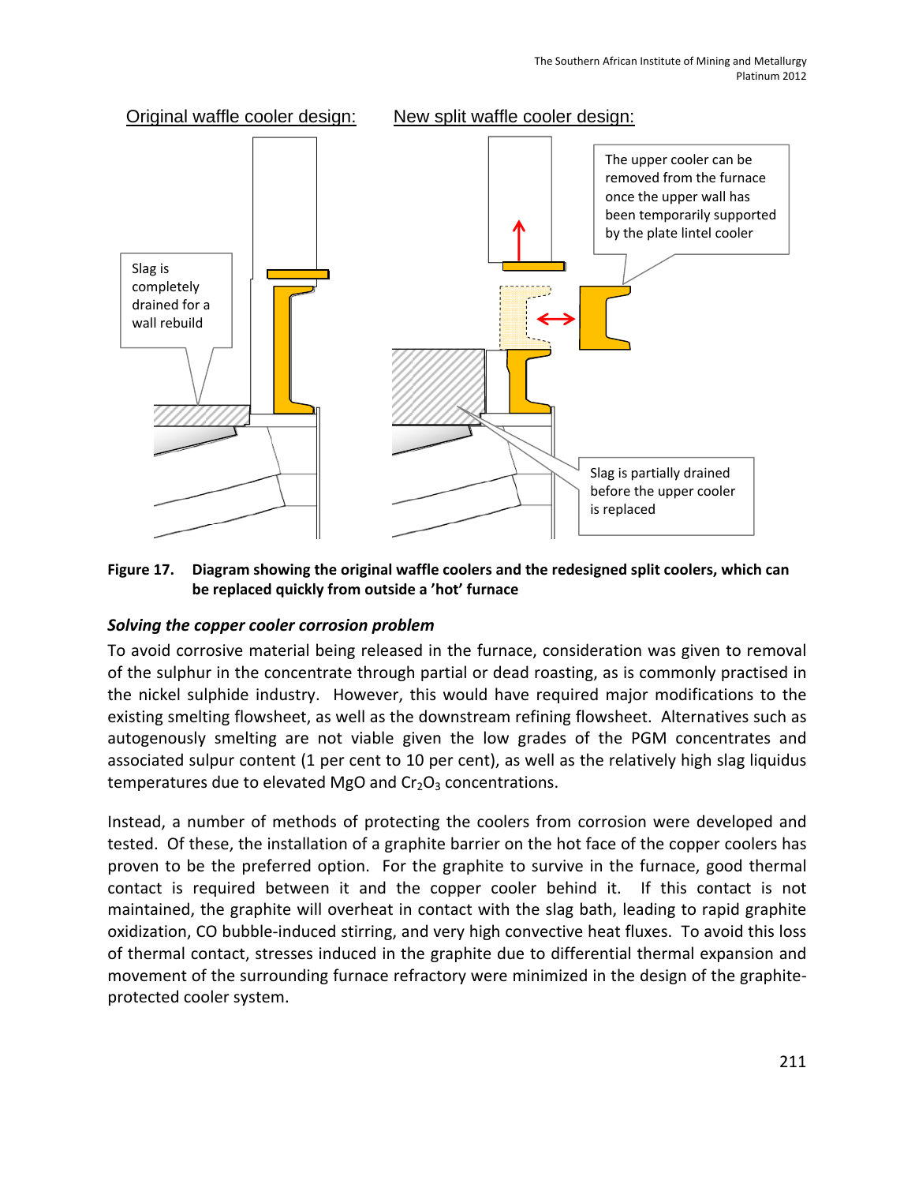**Figure 17. Diagram showing the original waffle coolers and the redesigned split coolers, which can be replaced quickly from outside a 'hot' furnace**

### *Solving the copper cooler corrosion problem*

To avoid corrosive material being released in the furnace, consideration was given to removal of the sulphur in the concentrate through partial or dead roasting, as is commonly practised in the nickel sulphide industry. However, this would have required major modifications to the existing smelting flowsheet, as well as the downstream refining flowsheet. Alternatives such as autogenously smelting are not viable given the low grades of the PGM concentrates and associated sulpur content (1 per cent to 10 per cent), as well as the relatively high slag liquidus temperatures due to elevated MgO and $Cr_2O_3$ concentrations.

Instead, a number of methods of protecting the coolers from corrosion were developed and tested. Of these, the installation of a graphite barrier on the hot face of the copper coolers has proven to be the preferred option. For the graphite to survive in the furnace, good thermal contact is required between it and the copper cooler behind it. If this contact is not maintained, the graphite will overheat in contact with the slag bath, leading to rapid graphite oxidization, CO bubble-induced stirring, and very high convective heat fluxes. To avoid this loss of thermal contact, stresses induced in the graphite due to differential thermal expansion and movement of the surrounding furnace refractory were minimized in the design of the graphite-protected cooler system.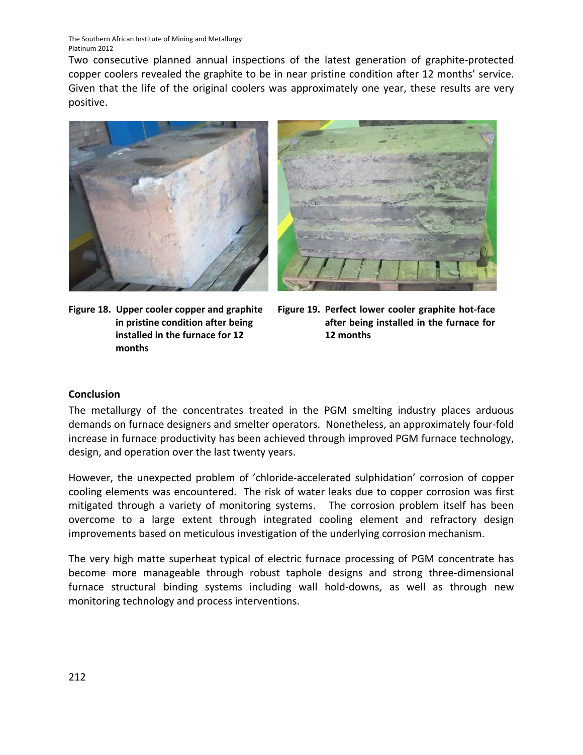Two consecutive planned annual inspections of the latest generation of graphite-protected copper coolers revealed the graphite to be in near pristine condition after 12 months' service. Given that the life of the original coolers was approximately one year, these results are very positive.

**Figure 18. Upper cooler copper and graphite in pristine condition after being installed in the furnace for 12 months**

**Figure 19. Perfect lower cooler graphite hot-face after being installed in the furnace for 12 months**

## Conclusion

The metallurgy of the concentrates treated in the PGM smelting industry places arduous demands on furnace designers and smelter operators. Nonetheless, an approximately four-fold increase in furnace productivity has been achieved through improved PGM furnace technology, design, and operation over the last twenty years.

However, the unexpected problem of 'chloride-accelerated sulphidation' corrosion of copper cooling elements was encountered. The risk of water leaks due to copper corrosion was first mitigated through a variety of monitoring systems. The corrosion problem itself has been overcome to a large extent through integrated cooling element and refractory design improvements based on meticulous investigation of the underlying corrosion mechanism.

The very high matte superheat typical of electric furnace processing of PGM concentrate has become more manageable through robust taphole designs and strong three-dimensional furnace structural binding systems including wall hold-downs, as well as through new monitoring technology and process interventions.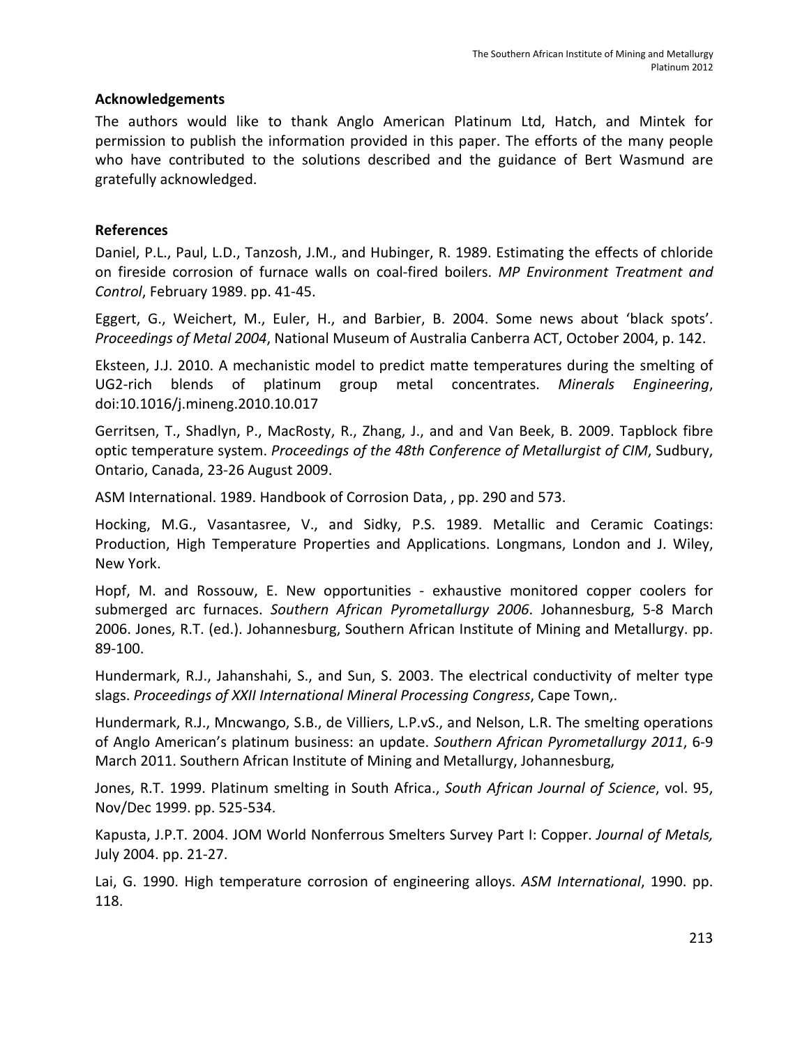## Acknowledgements

The authors would like to thank Anglo American Platinum Ltd, Hatch, and Mintek for permission to publish the information provided in this paper. The efforts of the many people who have contributed to the solutions described and the guidance of Bert Wasmund are gratefully acknowledged.

## References

Daniel, P.L., Paul, L.D., Tanzosh, J.M., and Hubinger, R. 1989. Estimating the effects of chloride on fireside corrosion of furnace walls on coal-fired boilers. *MP Environment Treatment and Control*, February 1989. pp. 41-45.

Eggert, G., Weichert, M., Euler, H., and Barbier, B. 2004. Some news about 'black spots'. *Proceedings of Metal 2004*, National Museum of Australia Canberra ACT, October 2004, p. 142.

Eksteen, J.J. 2010. A mechanistic model to predict matte temperatures during the smelting of UG2-rich blends of platinum group metal concentrates. *Minerals Engineering*, doi:10.1016/j.mineng.2010.10.017

Gerritsen, T., Shadlyn, P., MacRosty, R., Zhang, J., and and Van Beek, B. 2009. Tapblock fibre optic temperature system. *Proceedings of the 48th Conference of Metallurgist of CIM*, Sudbury, Ontario, Canada, 23-26 August 2009.

ASM International. 1989. Handbook of Corrosion Data, , pp. 290 and 573.

Hocking, M.G., Vasantasree, V., and Sidky, P.S. 1989. Metallic and Ceramic Coatings: Production, High Temperature Properties and Applications. Longmans, London and J. Wiley, New York.

Hopf, M. and Rossouw, E. New opportunities - exhaustive monitored copper coolers for submerged arc furnaces. *Southern African Pyrometallurgy 2006*. Johannesburg, 5-8 March 2006. Jones, R.T. (ed.). Johannesburg, Southern African Institute of Mining and Metallurgy. pp. 89-100.

Hundermark, R.J., Jahanshahi, S., and Sun, S. 2003. The electrical conductivity of melter type slags. *Proceedings of XXII International Mineral Processing Congress*, Cape Town,.

Hundermark, R.J., Mncwango, S.B., de Villiers, L.P.vS., and Nelson, L.R. The smelting operations of Anglo American's platinum business: an update. *Southern African Pyrometallurgy 2011*, 6-9 March 2011. Southern African Institute of Mining and Metallurgy, Johannesburg,

Jones, R.T. 1999. Platinum smelting in South Africa., *South African Journal of Science*, vol. 95, Nov/Dec 1999. pp. 525-534.

Kapusta, J.P.T. 2004. JOM World Nonferrous Smelters Survey Part I: Copper. *Journal of Metals,* July 2004. pp. 21-27.

Lai, G. 1990. High temperature corrosion of engineering alloys. *ASM International*, 1990. pp. 118.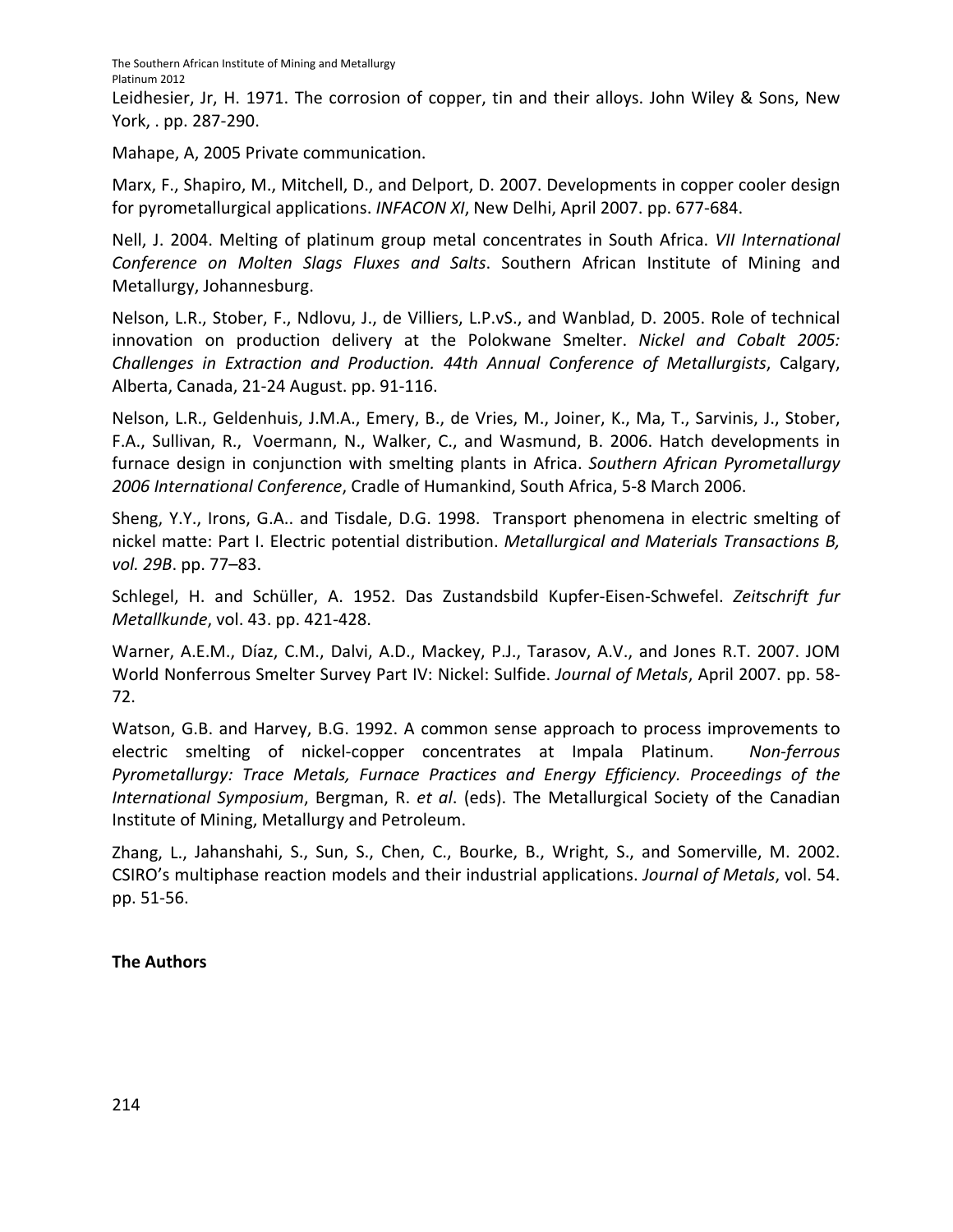Leidhesier, Jr, H. 1971. The corrosion of copper, tin and their alloys. John Wiley & Sons, New York, . pp. 287-290.

Mahape, A, 2005 Private communication.

Marx, F., Shapiro, M., Mitchell, D., and Delport, D. 2007. Developments in copper cooler design for pyrometallurgical applications. *INFACON XI*, New Delhi, April 2007. pp. 677-684.

Nell, J. 2004. Melting of platinum group metal concentrates in South Africa. *VII International Conference on Molten Slags Fluxes and Salts*. Southern African Institute of Mining and Metallurgy, Johannesburg.

Nelson, L.R., Stober, F., Ndlovu, J., de Villiers, L.P.vS., and Wanblad, D. 2005. Role of technical innovation on production delivery at the Polokwane Smelter. *Nickel and Cobalt 2005: Challenges in Extraction and Production. 44th Annual Conference of Metallurgists*, Calgary, Alberta, Canada, 21-24 August. pp. 91-116.

Nelson, L.R., Geldenhuis, J.M.A., Emery, B., de Vries, M., Joiner, K., Ma, T., Sarvinis, J., Stober, F.A., Sullivan, R., Voermann, N., Walker, C., and Wasmund, B. 2006. Hatch developments in furnace design in conjunction with smelting plants in Africa. *Southern African Pyrometallurgy 2006 International Conference*, Cradle of Humankind, South Africa, 5-8 March 2006.

Sheng, Y.Y., Irons, G.A.. and Tisdale, D.G. 1998. Transport phenomena in electric smelting of nickel matte: Part I. Electric potential distribution. *Metallurgical and Materials Transactions B, vol. 29B*. pp. 77–83.

Schlegel, H. and Schüller, A. 1952. Das Zustandsbild Kupfer-Eisen-Schwefel. *Zeitschrift fur Metallkunde*, vol. 43. pp. 421-428.

Warner, A.E.M., Díaz, C.M., Dalvi, A.D., Mackey, P.J., Tarasov, A.V., and Jones R.T. 2007. JOM World Nonferrous Smelter Survey Part IV: Nickel: Sulfide. *Journal of Metals*, April 2007. pp. 58-72.

Watson, G.B. and Harvey, B.G. 1992. A common sense approach to process improvements to electric smelting of nickel-copper concentrates at Impala Platinum. *Non-ferrous Pyrometallurgy: Trace Metals, Furnace Practices and Energy Efficiency. Proceedings of the International Symposium*, Bergman, R. *et al*. (eds). The Metallurgical Society of the Canadian Institute of Mining, Metallurgy and Petroleum.

Zhang, L., Jahanshahi, S., Sun, S., Chen, C., Bourke, B., Wright, S., and Somerville, M. 2002. CSIRO's multiphase reaction models and their industrial applications. *Journal of Metals*, vol. 54. pp. 51-56.

**The Authors**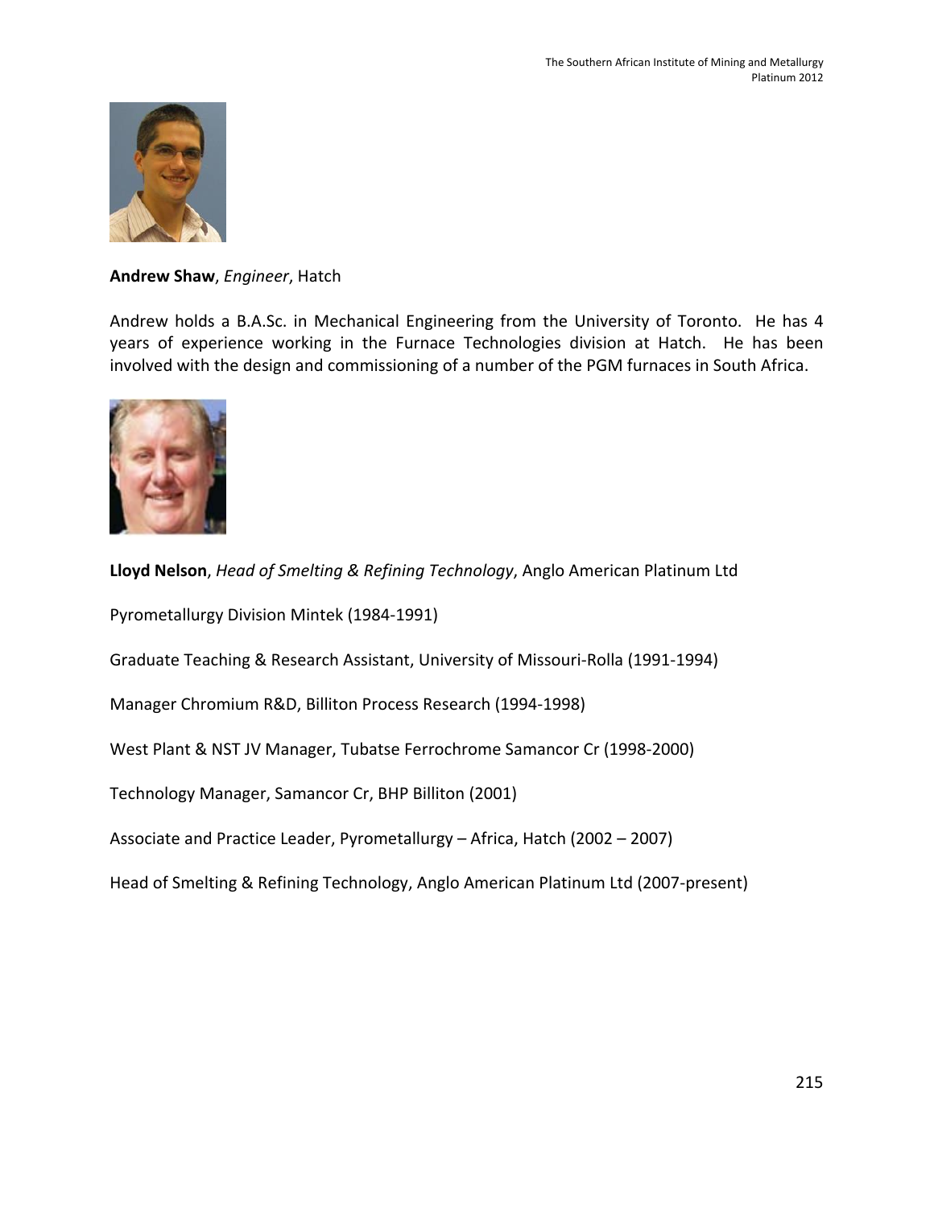**Andrew Shaw**, *Engineer*, Hatch

Andrew holds a B.A.Sc. in Mechanical Engineering from the University of Toronto. He has 4 years of experience working in the Furnace Technologies division at Hatch. He has been involved with the design and commissioning of a number of the PGM furnaces in South Africa.

**Lloyd Nelson**, *Head of Smelting & Refining Technology*, Anglo American Platinum Ltd

Pyrometallurgy Division Mintek (1984-1991)

Graduate Teaching & Research Assistant, University of Missouri-Rolla (1991-1994)

Manager Chromium R&D, Billiton Process Research (1994-1998)

West Plant & NST JV Manager, Tubatse Ferrochrome Samancor Cr (1998-2000)

Technology Manager, Samancor Cr, BHP Billiton (2001)

Associate and Practice Leader, Pyrometallurgy – Africa, Hatch (2002 – 2007)

Head of Smelting & Refining Technology, Anglo American Platinum Ltd (2007-present)